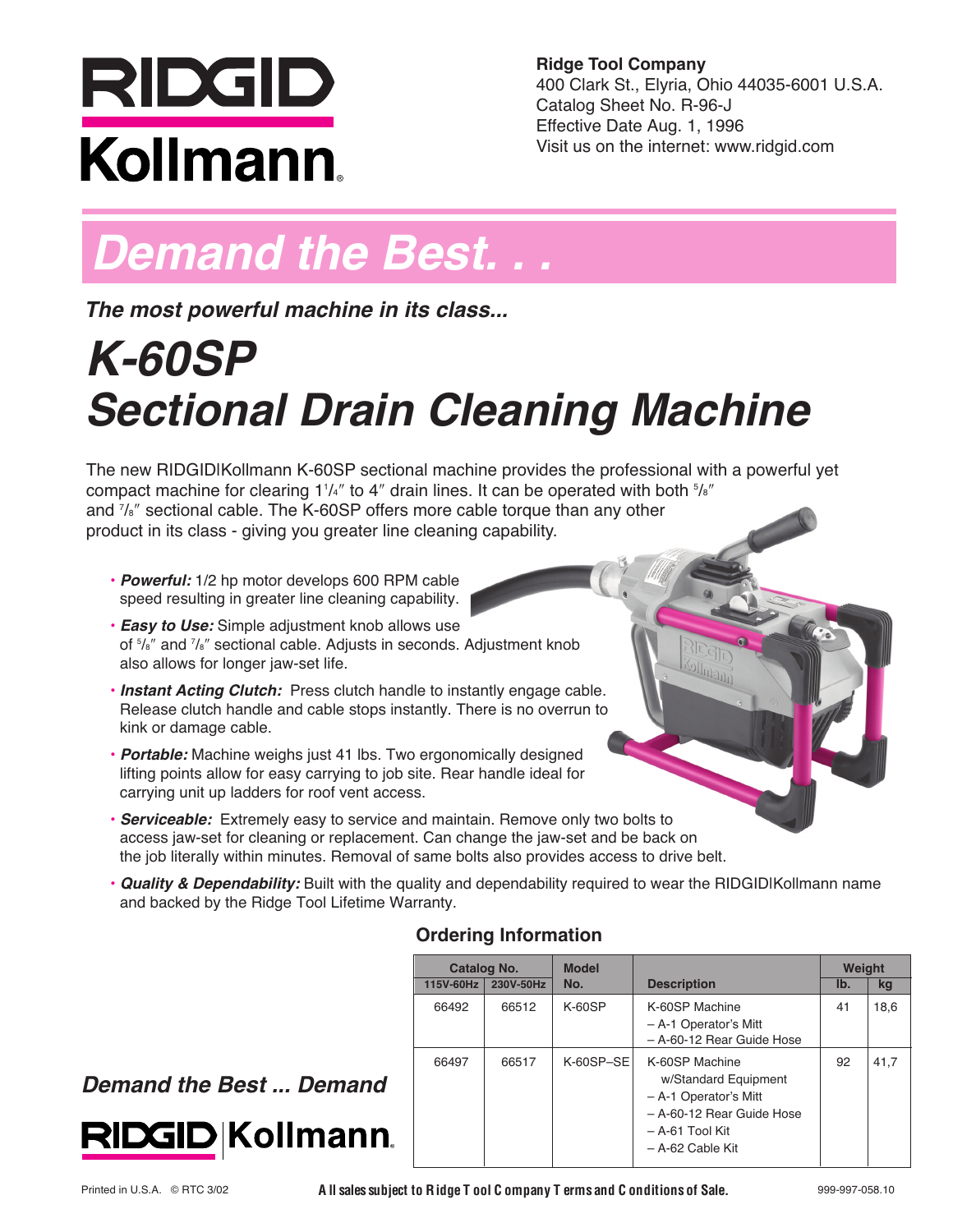RIDGID Kollmann

**Ridge Tool Company**
400 Clark St., Elyria, Ohio 44035-6001 U.S.A.
Catalog Sheet No. R-96-J
Effective Date Aug. 1, 1996
Visit us on the internet: www.ridgid.com

# *Demand the Best. . .*

***The most powerful machine in its class...***

# *K-60SP Sectional Drain Cleaning Machine*

The new RIDGID|Kollmann K-60SP sectional machine provides the professional with a powerful yet compact machine for clearing 1¼″ to 4″ drain lines. It can be operated with both ⅝″ and ⅞″ sectional cable. The K-60SP offers more cable torque than any other product in its class - giving you greater line cleaning capability.

- ***Powerful:*** 1/2 hp motor develops 600 RPM cable speed resulting in greater line cleaning capability.
- ***Easy to Use:*** Simple adjustment knob allows use of ⅝″ and ⅞″ sectional cable. Adjusts in seconds. Adjustment knob also allows for longer jaw-set life.
- ***Instant Acting Clutch:*** Press clutch handle to instantly engage cable. Release clutch handle and cable stops instantly. There is no overrun to kink or damage cable.
- ***Portable:*** Machine weighs just 41 lbs. Two ergonomically designed lifting points allow for easy carrying to job site. Rear handle ideal for carrying unit up ladders for roof vent access.
- ***Serviceable:*** Extremely easy to service and maintain. Remove only two bolts to access jaw-set for cleaning or replacement. Can change the jaw-set and be back on the job literally within minutes. Removal of same bolts also provides access to drive belt.
- ***Quality & Dependability:*** Built with the quality and dependability required to wear the RIDGID|Kollmann name and backed by the Ridge Tool Lifetime Warranty.

## Ordering Information

| Catalog No. | | Model No. | Description | Weight | |
|---|---|---|---|---|---|
| 115V-60Hz | 230V-50Hz | | | lb. | kg |
| 66492 | 66512 | K-60SP | K-60SP Machine<br>– A-1 Operator's Mitt<br>– A-60-12 Rear Guide Hose | 41 | 18,6 |
| 66497 | 66517 | K-60SP–SE | K-60SP Machine w/Standard Equipment<br>– A-1 Operator's Mitt<br>– A-60-12 Rear Guide Hose<br>– A-61 Tool Kit<br>– A-62 Cable Kit | 92 | 41,7 |

***Demand the Best ... Demand***

RIDGID|Kollmann

Printed in U.S.A. © RTC 3/02

**All sales subject to Ridge Tool Company Terms and Conditions of Sale.**

999-997-058.10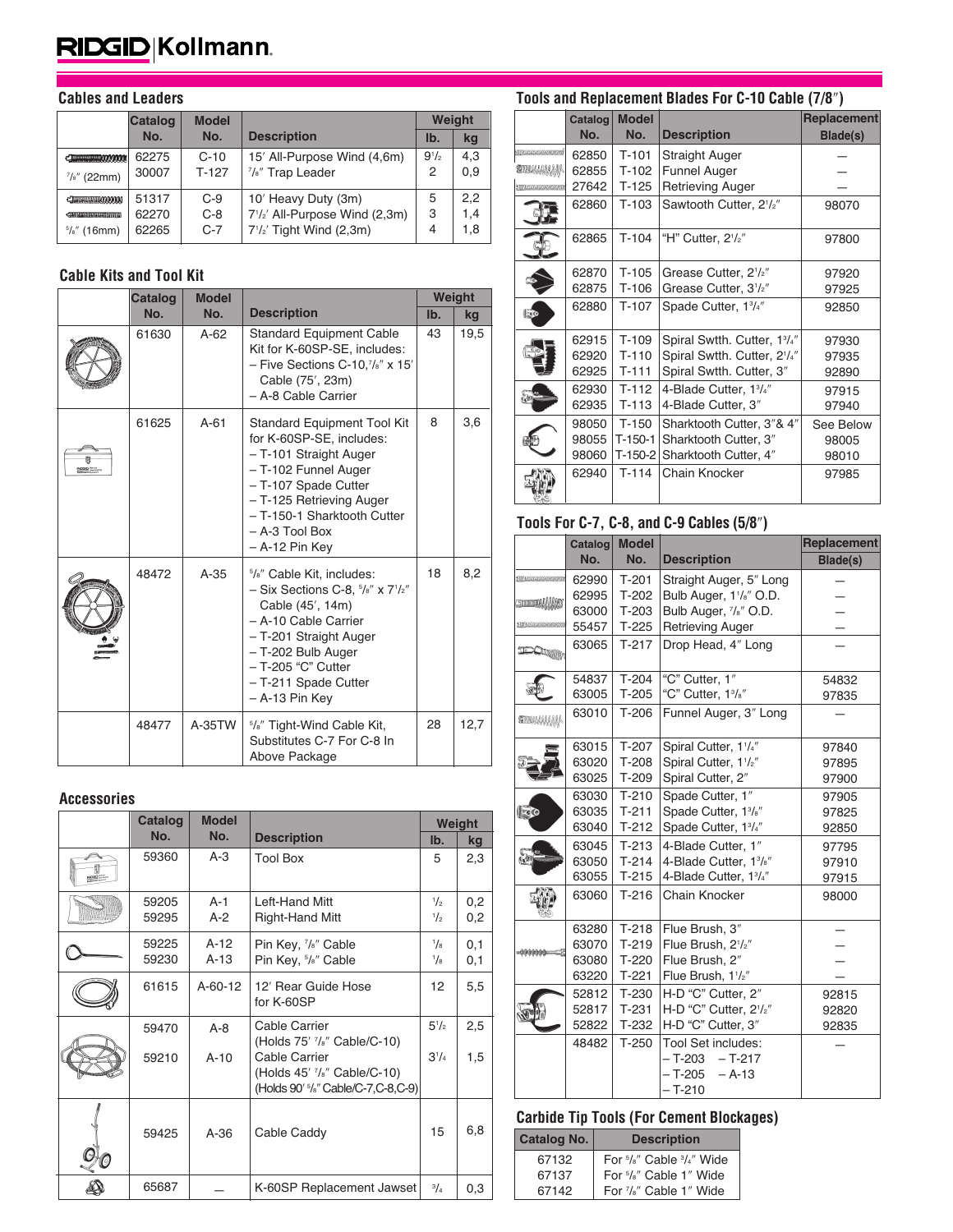## Cables and Leaders

| | Catalog No. | Model No. | Description | Weight lb. | Weight kg |
|---|---|---|---|---|---|
| 7/8″ (22mm) | 62275 | C-10 | 15′ All-Purpose Wind (4,6m) | 9 1/2 | 4,3 |
| | 30007 | T-127 | 7/8″ Trap Leader | 2 | 0,9 |
| 5/8″ (16mm) | 51317 | C-9 | 10′ Heavy Duty (3m) | 5 | 2,2 |
| | 62270 | C-8 | 7 1/2′ All-Purpose Wind (2,3m) | 3 | 1,4 |
| | 62265 | C-7 | 7 1/2′ Tight Wind (2,3m) | 4 | 1,8 |

## Cable Kits and Tool Kit

| Catalog No. | Model No. | Description | Weight lb. | Weight kg |
|---|---|---|---|---|
| 61630 | A-62 | Standard Equipment Cable Kit for K-60SP-SE, includes: – Five Sections C-10, 7/8″ x 15′ Cable (75′, 23m) – A-8 Cable Carrier | 43 | 19,5 |
| 61625 | A-61 | Standard Equipment Tool Kit for K-60SP-SE, includes: – T-101 Straight Auger – T-102 Funnel Auger – T-107 Spade Cutter – T-125 Retrieving Auger – T-150-1 Sharktooth Cutter – A-3 Tool Box – A-12 Pin Key | 8 | 3,6 |
| 48472 | A-35 | 5/8″ Cable Kit, includes: – Six Sections C-8, 5/8″ x 7 1/2″ Cable (45′, 14m) – A-10 Cable Carrier – T-201 Straight Auger – T-202 Bulb Auger – T-205 "C" Cutter – T-211 Spade Cutter – A-13 Pin Key | 18 | 8,2 |
| 48477 | A-35TW | 5/8″ Tight-Wind Cable Kit, Substitutes C-7 For C-8 In Above Package | 28 | 12,7 |

## Accessories

| Catalog No. | Model No. | Description | Weight lb. | Weight kg |
|---|---|---|---|---|
| 59360 | A-3 | Tool Box | 5 | 2,3 |
| 59205 | A-1 | Left-Hand Mitt | 1/2 | 0,2 |
| 59295 | A-2 | Right-Hand Mitt | 1/2 | 0,2 |
| 59225 | A-12 | Pin Key, 7/8″ Cable | 1/8 | 0,1 |
| 59230 | A-13 | Pin Key, 5/8″ Cable | 1/8 | 0,1 |
| 61615 | A-60-12 | 12′ Rear Guide Hose for K-60SP | 12 | 5,5 |
| 59470 | A-8 | Cable Carrier (Holds 75′ 7/8″ Cable/C-10) | 5 1/2 | 2,5 |
| 59210 | A-10 | Cable Carrier (Holds 45′ 7/8″ Cable/C-10) (Holds 90′ 5/8″ Cable/C-7, C-8, C-9) | 3 1/4 | 1,5 |
| 59425 | A-36 | Cable Caddy | 15 | 6,8 |
| 65687 | — | K-60SP Replacement Jawset | 3/4 | 0,3 |

## Tools and Replacement Blades For C-10 Cable (7/8″)

| Catalog No. | Model No. | Description | Replacement Blade(s) |
|---|---|---|---|
| 62850 | T-101 | Straight Auger | — |
| 62855 | T-102 | Funnel Auger | — |
| 27642 | T-125 | Retrieving Auger | — |
| 62860 | T-103 | Sawtooth Cutter, 2 1/2″ | 98070 |
| 62865 | T-104 | "H" Cutter, 2 1/2″ | 97800 |
| 62870 | T-105 | Grease Cutter, 2 1/2″ | 97920 |
| 62875 | T-106 | Grease Cutter, 3 1/2″ | 97925 |
| 62880 | T-107 | Spade Cutter, 1 3/4″ | 92850 |
| 62915 | T-109 | Spiral Swtth. Cutter, 1 3/4″ | 97930 |
| 62920 | T-110 | Spiral Swtth. Cutter, 2 1/4″ | 97935 |
| 62925 | T-111 | Spiral Swtth. Cutter, 3″ | 92890 |
| 62930 | T-112 | 4-Blade Cutter, 1 3/4″ | 97915 |
| 62935 | T-113 | 4-Blade Cutter, 3″ | 97940 |
| 98050 | T-150 | Sharktooth Cutter, 3″& 4″ | See Below |
| 98055 | T-150-1 | Sharktooth Cutter, 3″ | 98005 |
| 98060 | T-150-2 | Sharktooth Cutter, 4″ | 98010 |
| 62940 | T-114 | Chain Knocker | 97985 |

## Tools For C-7, C-8, and C-9 Cables (5/8″)

| Catalog No. | Model No. | Description | Replacement Blade(s) |
|---|---|---|---|
| 62990 | T-201 | Straight Auger, 5″ Long | — |
| 62995 | T-202 | Bulb Auger, 1 1/8″ O.D. | — |
| 63000 | T-203 | Bulb Auger, 7/8″ O.D. | — |
| 55457 | T-225 | Retrieving Auger | — |
| 63065 | T-217 | Drop Head, 4″ Long | — |
| 54837 | T-204 | "C" Cutter, 1″ | 54832 |
| 63005 | T-205 | "C" Cutter, 1 3/8″ | 97835 |
| 63010 | T-206 | Funnel Auger, 3″ Long | — |
| 63015 | T-207 | Spiral Cutter, 1 1/4″ | 97840 |
| 63020 | T-208 | Spiral Cutter, 1 1/2″ | 97895 |
| 63025 | T-209 | Spiral Cutter, 2″ | 97900 |
| 63030 | T-210 | Spade Cutter, 1″ | 97905 |
| 63035 | T-211 | Spade Cutter, 1 3/8″ | 97825 |
| 63040 | T-212 | Spade Cutter, 1 3/4″ | 92850 |
| 63045 | T-213 | 4-Blade Cutter, 1″ | 97795 |
| 63050 | T-214 | 4-Blade Cutter, 1 3/8″ | 97910 |
| 63055 | T-215 | 4-Blade Cutter, 1 3/4″ | 97915 |
| 63060 | T-216 | Chain Knocker | 98000 |
| 63280 | T-218 | Flue Brush, 3″ | — |
| 63070 | T-219 | Flue Brush, 2 1/2″ | — |
| 63080 | T-220 | Flue Brush, 2″ | — |
| 63220 | T-221 | Flue Brush, 1 1/2″ | — |
| 52812 | T-230 | H-D "C" Cutter, 2″ | 92815 |
| 52817 | T-231 | H-D "C" Cutter, 2 1/2″ | 92820 |
| 52822 | T-232 | H-D "C" Cutter, 3″ | 92835 |
| 48482 | T-250 | Tool Set includes: – T-203 – T-217 – T-205 – A-13 – T-210 | — |

## Carbide Tip Tools (For Cement Blockages)

| Catalog No. | Description |
|---|---|
| 67132 | For 5/8″ Cable 3/4″ Wide |
| 67137 | For 5/8″ Cable 1″ Wide |
| 67142 | For 7/8″ Cable 1″ Wide |